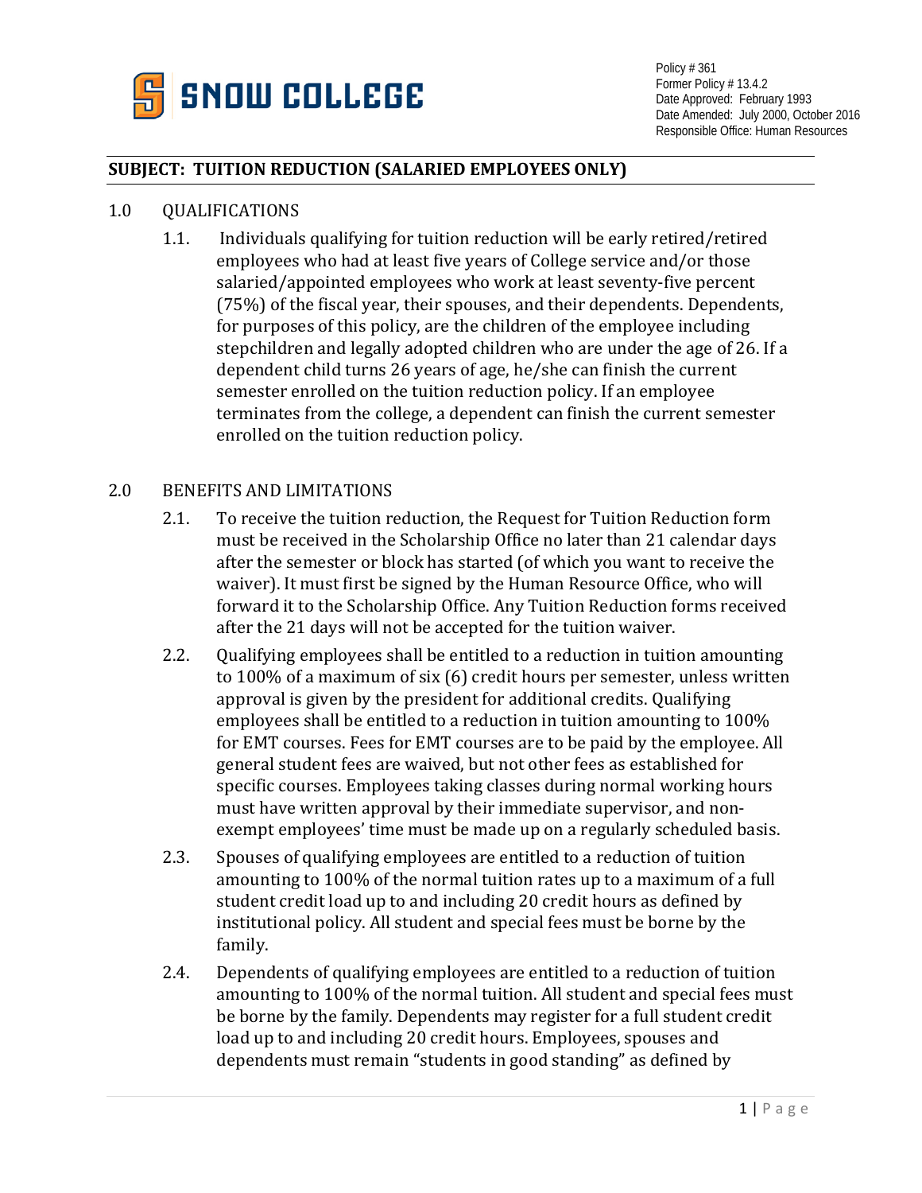**SNOW COLLEGE**

Policy # 361
Former Policy # 13.4.2
Date Approved: February 1993
Date Amended: July 2000, October 2016
Responsible Office: Human Resources

## SUBJECT: TUITION REDUCTION (SALARIED EMPLOYEES ONLY)

### 1.0 QUALIFICATIONS

1.1. Individuals qualifying for tuition reduction will be early retired/retired employees who had at least five years of College service and/or those salaried/appointed employees who work at least seventy-five percent (75%) of the fiscal year, their spouses, and their dependents. Dependents, for purposes of this policy, are the children of the employee including stepchildren and legally adopted children who are under the age of 26. If a dependent child turns 26 years of age, he/she can finish the current semester enrolled on the tuition reduction policy. If an employee terminates from the college, a dependent can finish the current semester enrolled on the tuition reduction policy.

### 2.0 BENEFITS AND LIMITATIONS

2.1. To receive the tuition reduction, the Request for Tuition Reduction form must be received in the Scholarship Office no later than 21 calendar days after the semester or block has started (of which you want to receive the waiver). It must first be signed by the Human Resource Office, who will forward it to the Scholarship Office. Any Tuition Reduction forms received after the 21 days will not be accepted for the tuition waiver.

2.2. Qualifying employees shall be entitled to a reduction in tuition amounting to 100% of a maximum of six (6) credit hours per semester, unless written approval is given by the president for additional credits. Qualifying employees shall be entitled to a reduction in tuition amounting to 100% for EMT courses. Fees for EMT courses are to be paid by the employee. All general student fees are waived, but not other fees as established for specific courses. Employees taking classes during normal working hours must have written approval by their immediate supervisor, and non-exempt employees' time must be made up on a regularly scheduled basis.

2.3. Spouses of qualifying employees are entitled to a reduction of tuition amounting to 100% of the normal tuition rates up to a maximum of a full student credit load up to and including 20 credit hours as defined by institutional policy. All student and special fees must be borne by the family.

2.4. Dependents of qualifying employees are entitled to a reduction of tuition amounting to 100% of the normal tuition. All student and special fees must be borne by the family. Dependents may register for a full student credit load up to and including 20 credit hours. Employees, spouses and dependents must remain "students in good standing" as defined by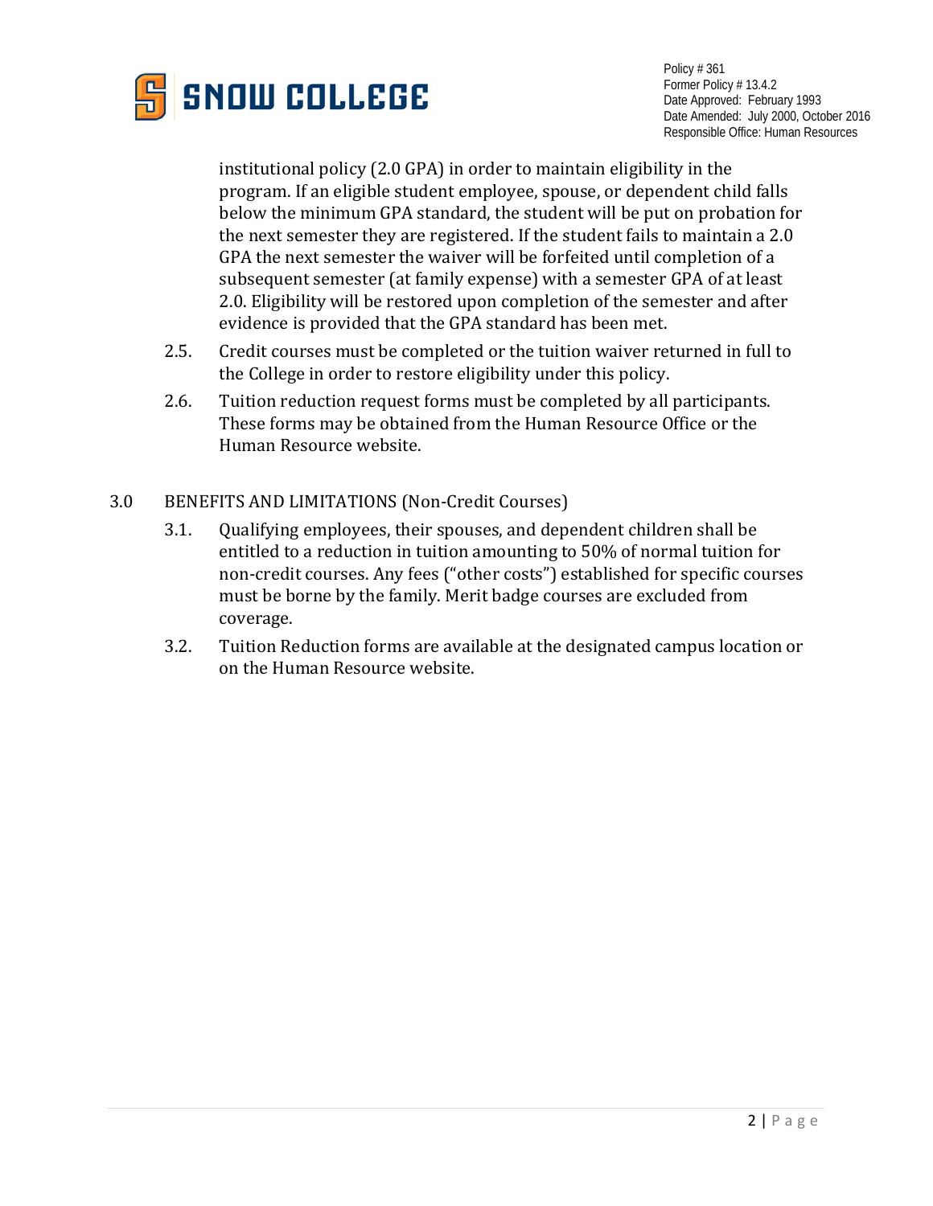institutional policy (2.0 GPA) in order to maintain eligibility in the program. If an eligible student employee, spouse, or dependent child falls below the minimum GPA standard, the student will be put on probation for the next semester they are registered. If the student fails to maintain a 2.0 GPA the next semester the waiver will be forfeited until completion of a subsequent semester (at family expense) with a semester GPA of at least 2.0. Eligibility will be restored upon completion of the semester and after evidence is provided that the GPA standard has been met.

2.5. Credit courses must be completed or the tuition waiver returned in full to the College in order to restore eligibility under this policy.

2.6. Tuition reduction request forms must be completed by all participants. These forms may be obtained from the Human Resource Office or the Human Resource website.

## 3.0 BENEFITS AND LIMITATIONS (Non-Credit Courses)

3.1. Qualifying employees, their spouses, and dependent children shall be entitled to a reduction in tuition amounting to 50% of normal tuition for non-credit courses. Any fees ("other costs") established for specific courses must be borne by the family. Merit badge courses are excluded from coverage.

3.2. Tuition Reduction forms are available at the designated campus location or on the Human Resource website.